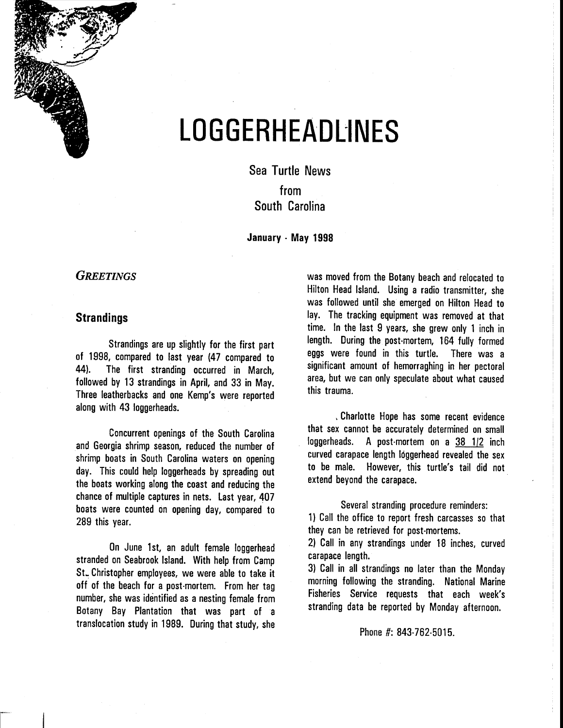# LOGGERHEADLINES

Sea Turtle News
from
South Carolina

**January - May 1998**

## *GREETINGS*

### Strandings

Strandings are up slightly for the first part of 1998, compared to last year (47 compared to 44). The first stranding occurred in March, followed by 13 strandings in April, and 33 in May. Three leatherbacks and one Kemp's were reported along with 43 loggerheads.

Concurrent openings of the South Carolina and Georgia shrimp season, reduced the number of shrimp boats in South Carolina waters on opening day. This could help loggerheads by spreading out the boats working along the coast and reducing the chance of multiple captures in nets. Last year, 407 boats were counted on opening day, compared to 289 this year.

On June 1st, an adult female loggerhead stranded on Seabrook Island. With help from Camp St. Christopher employees, we were able to take it off of the beach for a post-mortem. From her tag number, she was identified as a nesting female from Botany Bay Plantation that was part of a translocation study in 1989. During that study, she was moved from the Botany beach and relocated to Hilton Head Island. Using a radio transmitter, she was followed until she emerged on Hilton Head to lay. The tracking equipment was removed at that time. In the last 9 years, she grew only 1 inch in length. During the post-mortem, 164 fully formed eggs were found in this turtle. There was a significant amount of hemorraghing in her pectoral area, but we can only speculate about what caused this trauma.

Charlotte Hope has some recent evidence that sex cannot be accurately determined on small loggerheads. A post-mortem on a 38 1/2 inch curved carapace length loggerhead revealed the sex to be male. However, this turtle's tail did not extend beyond the carapace.

Several stranding procedure reminders:

1) Call the office to report fresh carcasses so that they can be retrieved for post-mortems.
2) Call in any strandings under 18 inches, curved carapace length.
3) Call in all strandings no later than the Monday morning following the stranding. National Marine Fisheries Service requests that each week's stranding data be reported by Monday afternoon.

Phone #: 843-762-5015.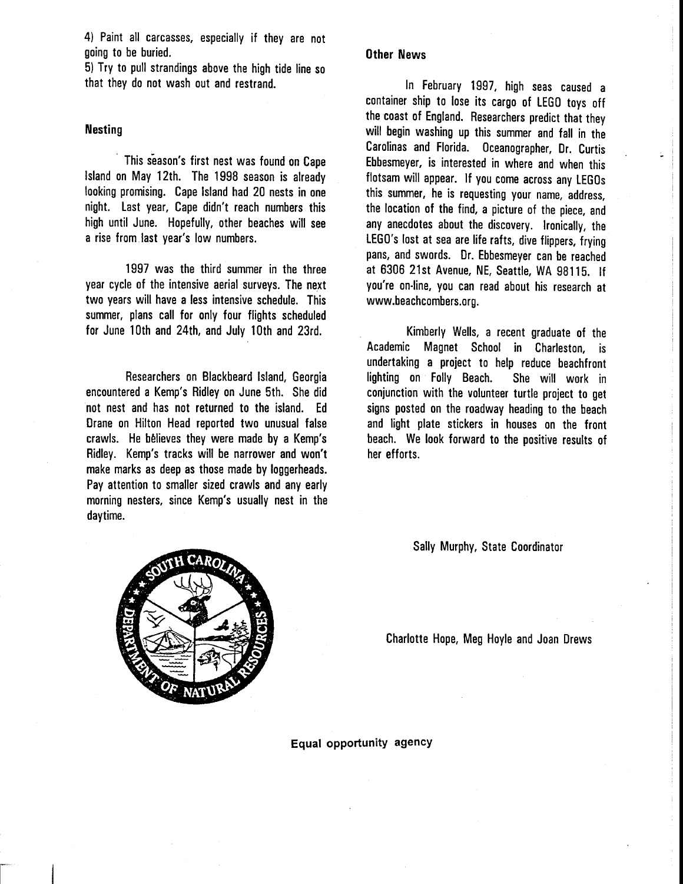4) Paint all carcasses, especially if they are not going to be buried.

5) Try to pull strandings above the high tide line so that they do not wash out and restrand.

**Nesting**

This season's first nest was found on Cape Island on May 12th. The 1998 season is already looking promising. Cape Island had 20 nests in one night. Last year, Cape didn't reach numbers this high until June. Hopefully, other beaches will see a rise from last year's low numbers.

1997 was the third summer in the three year cycle of the intensive aerial surveys. The next two years will have a less intensive schedule. This summer, plans call for only four flights scheduled for June 10th and 24th, and July 10th and 23rd.

Researchers on Blackbeard Island, Georgia encountered a Kemp's Ridley on June 5th. She did not nest and has not returned to the island. Ed Drane on Hilton Head reported two unusual false crawls. He believes they were made by a Kemp's Ridley. Kemp's tracks will be narrower and won't make marks as deep as those made by loggerheads. Pay attention to smaller sized crawls and any early morning nesters, since Kemp's usually nest in the daytime.

**Other News**

In February 1997, high seas caused a container ship to lose its cargo of LEGO toys off the coast of England. Researchers predict that they will begin washing up this summer and fall in the Carolinas and Florida. Oceanographer, Dr. Curtis Ebbesmeyer, is interested in where and when this flotsam will appear. If you come across any LEGOs this summer, he is requesting your name, address, the location of the find, a picture of the piece, and any anecdotes about the discovery. Ironically, the LEGO's lost at sea are life rafts, dive flippers, frying pans, and swords. Dr. Ebbesmeyer can be reached at 6306 21st Avenue, NE, Seattle, WA 98115. If you're on-line, you can read about his research at www.beachcombers.org.

Kimberly Wells, a recent graduate of the Academic Magnet School in Charleston, is undertaking a project to help reduce beachfront lighting on Folly Beach. She will work in conjunction with the volunteer turtle project to get signs posted on the roadway heading to the beach and light plate stickers in houses on the front beach. We look forward to the positive results of her efforts.

Sally Murphy, State Coordinator

Charlotte Hope, Meg Hoyle and Joan Drews

Equal opportunity agency